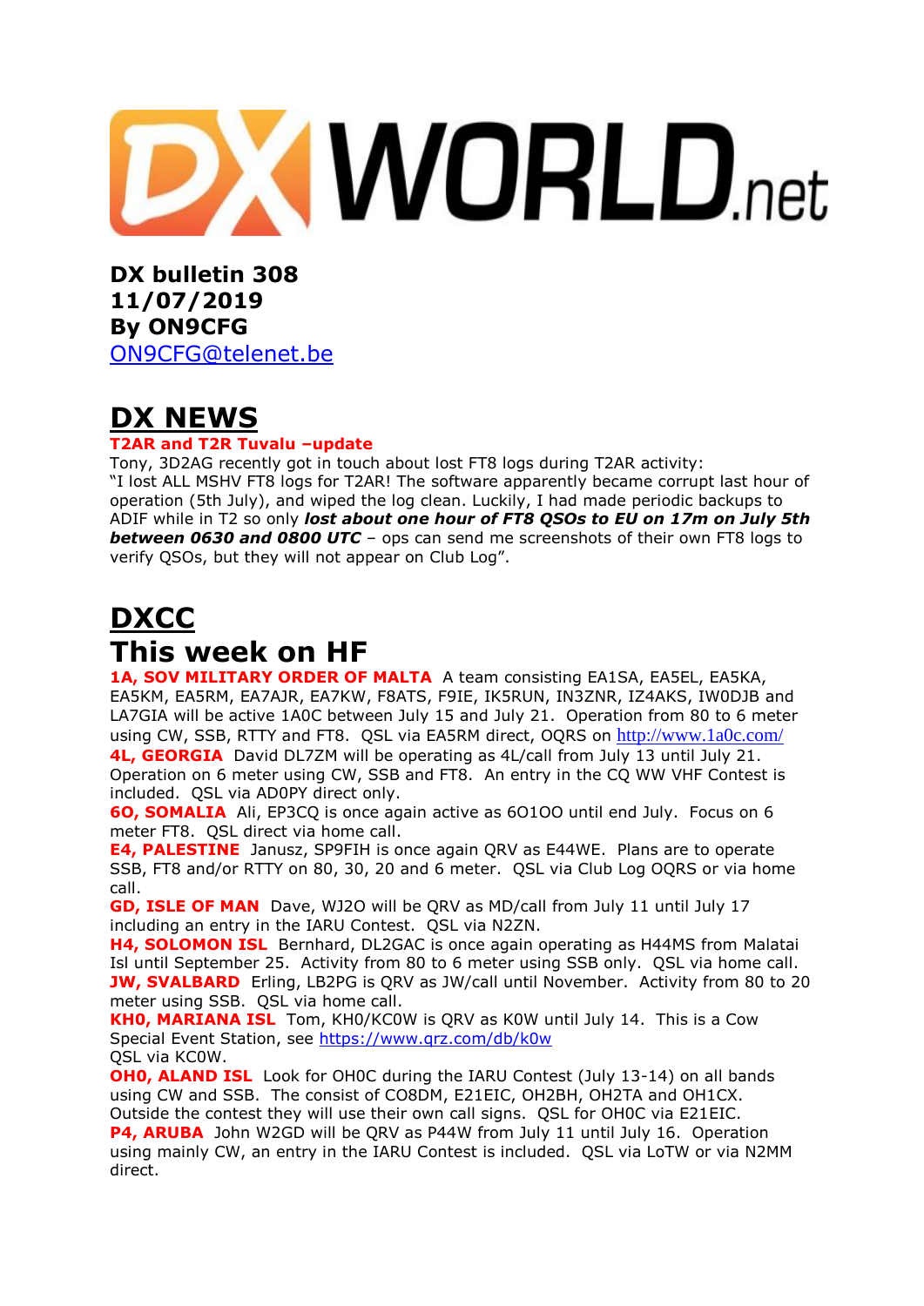DXWORLD.net

**DX bulletin 308**
**11/07/2019**
**By ON9CFG**
[ON9CFG@telenet.be](mailto:ON9CFG@telenet.be)

# DX NEWS

**T2AR and T2R Tuvalu –update**
Tony, 3D2AG recently got in touch about lost FT8 logs during T2AR activity:
"I lost ALL MSHV FT8 logs for T2AR! The software apparently became corrupt last hour of operation (5th July), and wiped the log clean. Luckily, I had made periodic backups to ADIF while in T2 so only ***lost about one hour of FT8 QSOs to EU on 17m on July 5th between 0630 and 0800 UTC*** – ops can send me screenshots of their own FT8 logs to verify QSOs, but they will not appear on Club Log".

# DXCC

# This week on HF

**1A, SOV MILITARY ORDER OF MALTA** A team consisting EA1SA, EA5EL, EA5KA, EA5KM, EA5RM, EA7AJR, EA7KW, F8ATS, F9IE, IK5RUN, IN3ZNR, IZ4AKS, IW0DJB and LA7GIA will be active 1A0C between July 15 and July 21. Operation from 80 to 6 meter using CW, SSB, RTTY and FT8. QSL via EA5RM direct, OQRS on http://www.1a0c.com/

**4L, GEORGIA** David DL7ZM will be operating as 4L/call from July 13 until July 21. Operation on 6 meter using CW, SSB and FT8. An entry in the CQ WW VHF Contest is included. QSL via AD0PY direct only.

**6O, SOMALIA** Ali, EP3CQ is once again active as 6O1OO until end July. Focus on 6 meter FT8. QSL direct via home call.

**E4, PALESTINE** Janusz, SP9FIH is once again QRV as E44WE. Plans are to operate SSB, FT8 and/or RTTY on 80, 30, 20 and 6 meter. QSL via Club Log OQRS or via home call.

**GD, ISLE OF MAN** Dave, WJ2O will be QRV as MD/call from July 11 until July 17 including an entry in the IARU Contest. QSL via N2ZN.

**H4, SOLOMON ISL** Bernhard, DL2GAC is once again operating as H44MS from Malatai Isl until September 25. Activity from 80 to 6 meter using SSB only. QSL via home call.

**JW, SVALBARD** Erling, LB2PG is QRV as JW/call until November. Activity from 80 to 20 meter using SSB. QSL via home call.

**KH0, MARIANA ISL** Tom, KH0/KC0W is QRV as K0W until July 14. This is a Cow Special Event Station, see https://www.qrz.com/db/k0w
QSL via KC0W.

**OH0, ALAND ISL** Look for OH0C during the IARU Contest (July 13-14) on all bands using CW and SSB. The consist of CO8DM, E21EIC, OH2BH, OH2TA and OH1CX. Outside the contest they will use their own call signs. QSL for OH0C via E21EIC.

**P4, ARUBA** John W2GD will be QRV as P44W from July 11 until July 16. Operation using mainly CW, an entry in the IARU Contest is included. QSL via LoTW or via N2MM direct.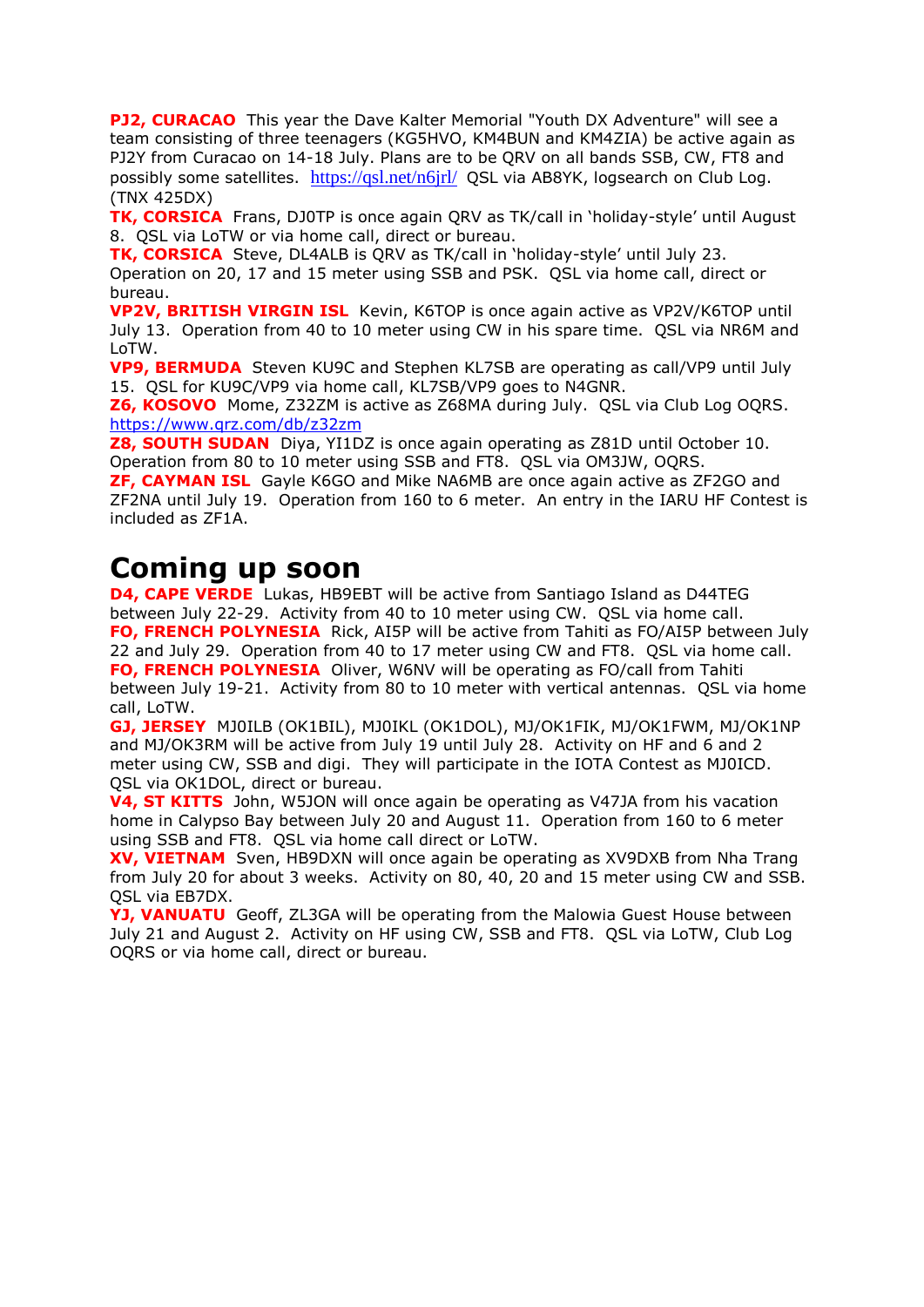**PJ2, CURACAO** This year the Dave Kalter Memorial "Youth DX Adventure" will see a team consisting of three teenagers (KG5HVO, KM4BUN and KM4ZIA) be active again as PJ2Y from Curacao on 14-18 July. Plans are to be QRV on all bands SSB, CW, FT8 and possibly some satellites. https://qsl.net/n6jrl/ QSL via AB8YK, logsearch on Club Log. (TNX 425DX)

**TK, CORSICA** Frans, DJ0TP is once again QRV as TK/call in 'holiday-style' until August 8. QSL via LoTW or via home call, direct or bureau.

**TK, CORSICA** Steve, DL4ALB is QRV as TK/call in 'holiday-style' until July 23. Operation on 20, 17 and 15 meter using SSB and PSK. QSL via home call, direct or bureau.

**VP2V, BRITISH VIRGIN ISL** Kevin, K6TOP is once again active as VP2V/K6TOP until July 13. Operation from 40 to 10 meter using CW in his spare time. QSL via NR6M and LoTW.

**VP9, BERMUDA** Steven KU9C and Stephen KL7SB are operating as call/VP9 until July 15. QSL for KU9C/VP9 via home call, KL7SB/VP9 goes to N4GNR.

**Z6, KOSOVO** Mome, Z32ZM is active as Z68MA during July. QSL via Club Log OQRS. https://www.qrz.com/db/z32zm

**Z8, SOUTH SUDAN** Diya, YI1DZ is once again operating as Z81D until October 10. Operation from 80 to 10 meter using SSB and FT8. QSL via OM3JW, OQRS.

**ZF, CAYMAN ISL** Gayle K6GO and Mike NA6MB are once again active as ZF2GO and ZF2NA until July 19. Operation from 160 to 6 meter. An entry in the IARU HF Contest is included as ZF1A.

# Coming up soon

**D4, CAPE VERDE** Lukas, HB9EBT will be active from Santiago Island as D44TEG between July 22-29. Activity from 40 to 10 meter using CW. QSL via home call.

**FO, FRENCH POLYNESIA** Rick, AI5P will be active from Tahiti as FO/AI5P between July 22 and July 29. Operation from 40 to 17 meter using CW and FT8. QSL via home call.

**FO, FRENCH POLYNESIA** Oliver, W6NV will be operating as FO/call from Tahiti between July 19-21. Activity from 80 to 10 meter with vertical antennas. QSL via home call, LoTW.

**GJ, JERSEY** MJ0ILB (OK1BIL), MJ0IKL (OK1DOL), MJ/OK1FIK, MJ/OK1FWM, MJ/OK1NP and MJ/OK3RM will be active from July 19 until July 28. Activity on HF and 6 and 2 meter using CW, SSB and digi. They will participate in the IOTA Contest as MJ0ICD. QSL via OK1DOL, direct or bureau.

**V4, ST KITTS** John, W5JON will once again be operating as V47JA from his vacation home in Calypso Bay between July 20 and August 11. Operation from 160 to 6 meter using SSB and FT8. QSL via home call direct or LoTW.

**XV, VIETNAM** Sven, HB9DXN will once again be operating as XV9DXB from Nha Trang from July 20 for about 3 weeks. Activity on 80, 40, 20 and 15 meter using CW and SSB. QSL via EB7DX.

**YJ, VANUATU** Geoff, ZL3GA will be operating from the Malowia Guest House between July 21 and August 2. Activity on HF using CW, SSB and FT8. QSL via LoTW, Club Log OQRS or via home call, direct or bureau.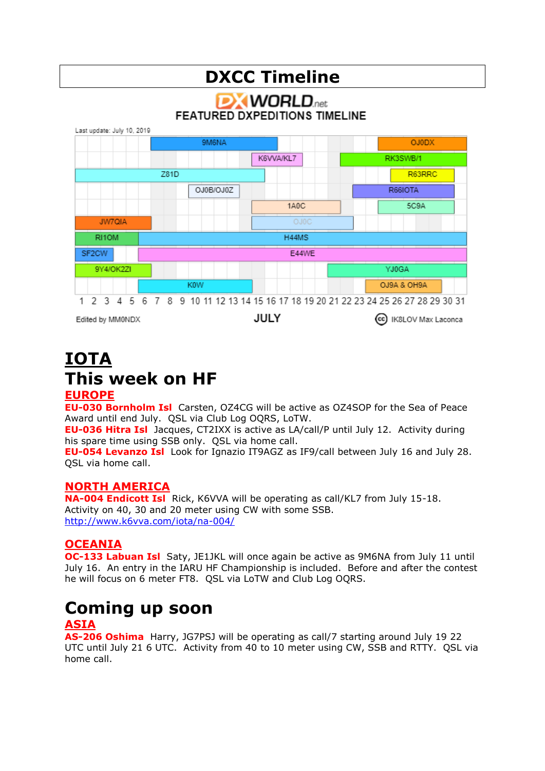# DXCC Timeline

DX WORLD.net
FEATURED DXPEDITIONS TIMELINE

Last update: July 10, 2019

9M6NA | OJ0DX | K6VVA/KL7 | RK3SWB/1 | Z81D | R63RRC | OJ0B/OJ0Z | R66IOTA | 1A0C | 5C9A | JW7QIA | OJ0C | RI1OM | H44MS | SF2CW | E44WE | 9Y4/OK2ZI | YJ0GA | K0W | OJ9A & OH9A

1 2 3 4 5 6 7 8 9 10 11 12 13 14 15 16 17 18 19 20 21 22 23 24 25 26 27 28 29 30 31

Edited by MM0NDX — JULY — IK8LOV Max Laconca

# IOTA

## This week on HF

### EUROPE

**EU-030 Bornholm Isl** Carsten, OZ4CG will be active as OZ4SOP for the Sea of Peace Award until end July. QSL via Club Log OQRS, LoTW.

**EU-036 Hitra Isl** Jacques, CT2IXX is active as LA/call/P until July 12. Activity during his spare time using SSB only. QSL via home call.

**EU-054 Levanzo Isl** Look for Ignazio IT9AGZ as IF9/call between July 16 and July 28. QSL via home call.

### NORTH AMERICA

**NA-004 Endicott Isl** Rick, K6VVA will be operating as call/KL7 from July 15-18. Activity on 40, 30 and 20 meter using CW with some SSB.
http://www.k6vva.com/iota/na-004/

### OCEANIA

**OC-133 Labuan Isl** Saty, JE1JKL will once again be active as 9M6NA from July 11 until July 16. An entry in the IARU HF Championship is included. Before and after the contest he will focus on 6 meter FT8. QSL via LoTW and Club Log OQRS.

## Coming up soon

### ASIA

**AS-206 Oshima** Harry, JG7PSJ will be operating as call/7 starting around July 19 22 UTC until July 21 6 UTC. Activity from 40 to 10 meter using CW, SSB and RTTY. QSL via home call.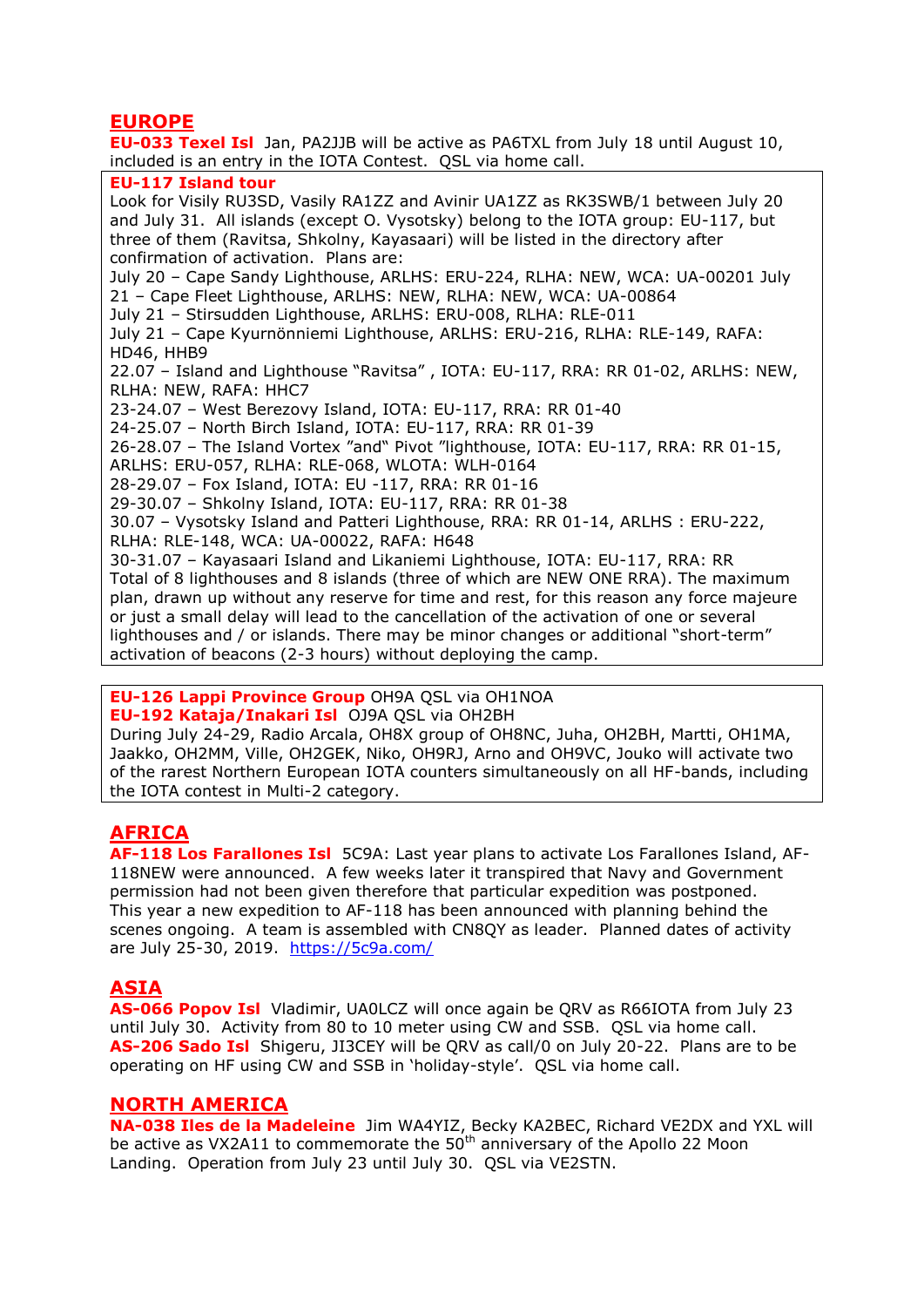## EUROPE

**EU-033 Texel Isl** Jan, PA2JJB will be active as PA6TXL from July 18 until August 10, included is an entry in the IOTA Contest. QSL via home call.

**EU-117 Island tour**

Look for Visily RU3SD, Vasily RA1ZZ and Avinir UA1ZZ as RK3SWB/1 between July 20 and July 31. All islands (except O. Vysotsky) belong to the IOTA group: EU-117, but three of them (Ravitsa, Shkolny, Kayasaari) will be listed in the directory after confirmation of activation. Plans are:

July 20 – Cape Sandy Lighthouse, ARLHS: ERU-224, RLHA: NEW, WCA: UA-00201 July 21 – Cape Fleet Lighthouse, ARLHS: NEW, RLHA: NEW, WCA: UA-00864
July 21 – Stirsudden Lighthouse, ARLHS: ERU-008, RLHA: RLE-011
July 21 – Cape Kyurnönniemi Lighthouse, ARLHS: ERU-216, RLHA: RLE-149, RAFA: HD46, HHB9
22.07 – Island and Lighthouse "Ravitsa" , IOTA: EU-117, RRA: RR 01-02, ARLHS: NEW, RLHA: NEW, RAFA: HHC7
23-24.07 – West Berezovy Island, IOTA: EU-117, RRA: RR 01-40
24-25.07 – North Birch Island, IOTA: EU-117, RRA: RR 01-39
26-28.07 – The Island Vortex "and" Pivot "lighthouse, IOTA: EU-117, RRA: RR 01-15, ARLHS: ERU-057, RLHA: RLE-068, WLOTA: WLH-0164
28-29.07 – Fox Island, IOTA: EU -117, RRA: RR 01-16
29-30.07 – Shkolny Island, IOTA: EU-117, RRA: RR 01-38
30.07 – Vysotsky Island and Patteri Lighthouse, RRA: RR 01-14, ARLHS : ERU-222, RLHA: RLE-148, WCA: UA-00022, RAFA: H648
30-31.07 – Kayasaari Island and Likaniemi Lighthouse, IOTA: EU-117, RRA: RR
Total of 8 lighthouses and 8 islands (three of which are NEW ONE RRA). The maximum plan, drawn up without any reserve for time and rest, for this reason any force majeure or just a small delay will lead to the cancellation of the activation of one or several lighthouses and / or islands. There may be minor changes or additional "short-term" activation of beacons (2-3 hours) without deploying the camp.

**EU-126 Lappi Province Group** OH9A QSL via OH1NOA
**EU-192 Kataja/Inakari Isl** OJ9A QSL via OH2BH
During July 24-29, Radio Arcala, OH8X group of OH8NC, Juha, OH2BH, Martti, OH1MA, Jaakko, OH2MM, Ville, OH2GEK, Niko, OH9RJ, Arno and OH9VC, Jouko will activate two of the rarest Northern European IOTA counters simultaneously on all HF-bands, including the IOTA contest in Multi-2 category.

## AFRICA

**AF-118 Los Farallones Isl** 5C9A: Last year plans to activate Los Farallones Island, AF-118NEW were announced. A few weeks later it transpired that Navy and Government permission had not been given therefore that particular expedition was postponed. This year a new expedition to AF-118 has been announced with planning behind the scenes ongoing. A team is assembled with CN8QY as leader. Planned dates of activity are July 25-30, 2019. https://5c9a.com/

## ASIA

**AS-066 Popov Isl** Vladimir, UA0LCZ will once again be QRV as R66IOTA from July 23 until July 30. Activity from 80 to 10 meter using CW and SSB. QSL via home call.
**AS-206 Sado Isl** Shigeru, JI3CEY will be QRV as call/0 on July 20-22. Plans are to be operating on HF using CW and SSB in 'holiday-style'. QSL via home call.

## NORTH AMERICA

**NA-038 Iles de la Madeleine** Jim WA4YIZ, Becky KA2BEC, Richard VE2DX and YXL will be active as VX2A11 to commemorate the 50th anniversary of the Apollo 22 Moon Landing. Operation from July 23 until July 30. QSL via VE2STN.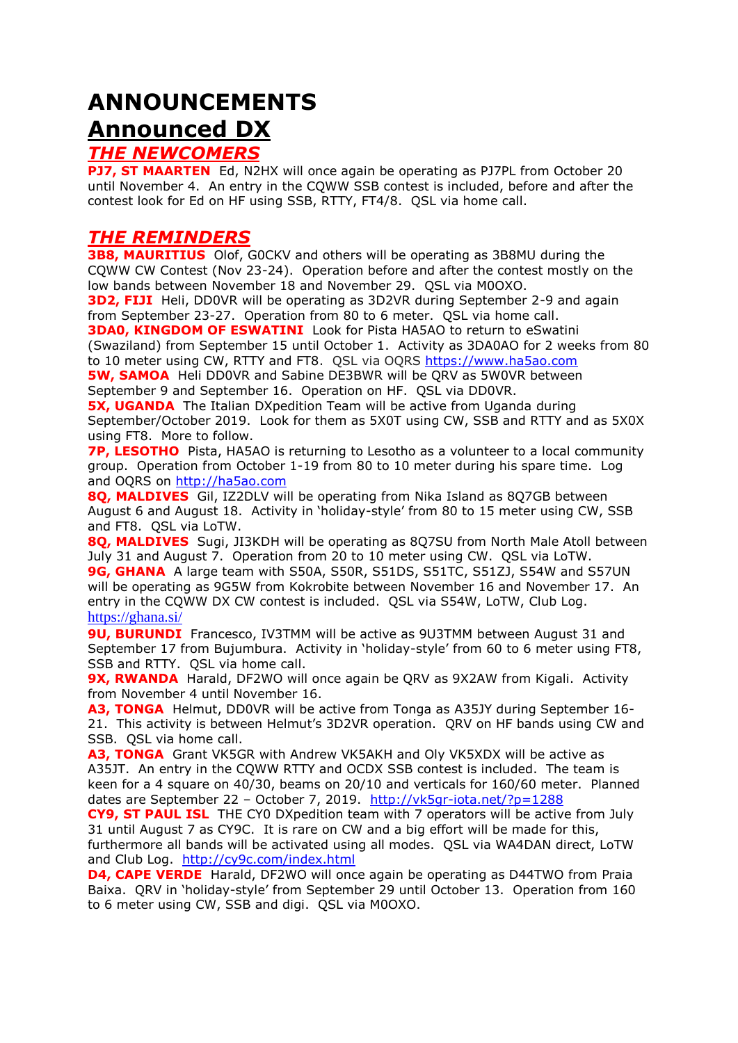# ANNOUNCEMENTS

# Announced DX

## *THE NEWCOMERS*

**PJ7, ST MAARTEN** Ed, N2HX will once again be operating as PJ7PL from October 20 until November 4. An entry in the CQWW SSB contest is included, before and after the contest look for Ed on HF using SSB, RTTY, FT4/8. QSL via home call.

## *THE REMINDERS*

**3B8, MAURITIUS** Olof, G0CKV and others will be operating as 3B8MU during the CQWW CW Contest (Nov 23-24). Operation before and after the contest mostly on the low bands between November 18 and November 29. QSL via M0OXO.

**3D2, FIJI** Heli, DD0VR will be operating as 3D2VR during September 2-9 and again from September 23-27. Operation from 80 to 6 meter. QSL via home call.

**3DA0, KINGDOM OF ESWATINI** Look for Pista HA5AO to return to eSwatini (Swaziland) from September 15 until October 1. Activity as 3DA0AO for 2 weeks from 80 to 10 meter using CW, RTTY and FT8. QSL via OQRS https://www.ha5ao.com

**5W, SAMOA** Heli DD0VR and Sabine DE3BWR will be QRV as 5W0VR between September 9 and September 16. Operation on HF. QSL via DD0VR.

**5X, UGANDA** The Italian DXpedition Team will be active from Uganda during September/October 2019. Look for them as 5X0T using CW, SSB and RTTY and as 5X0X using FT8. More to follow.

**7P, LESOTHO** Pista, HA5AO is returning to Lesotho as a volunteer to a local community group. Operation from October 1-19 from 80 to 10 meter during his spare time. Log and OQRS on http://ha5ao.com

**8Q, MALDIVES** Gil, IZ2DLV will be operating from Nika Island as 8Q7GB between August 6 and August 18. Activity in 'holiday-style' from 80 to 15 meter using CW, SSB and FT8. QSL via LoTW.

**8Q, MALDIVES** Sugi, JI3KDH will be operating as 8Q7SU from North Male Atoll between July 31 and August 7. Operation from 20 to 10 meter using CW. QSL via LoTW.

**9G, GHANA** A large team with S50A, S50R, S51DS, S51TC, S51ZJ, S54W and S57UN will be operating as 9G5W from Kokrobite between November 16 and November 17. An entry in the CQWW DX CW contest is included. QSL via S54W, LoTW, Club Log. https://ghana.si/

**9U, BURUNDI** Francesco, IV3TMM will be active as 9U3TMM between August 31 and September 17 from Bujumbura. Activity in 'holiday-style' from 60 to 6 meter using FT8, SSB and RTTY. QSL via home call.

**9X, RWANDA** Harald, DF2WO will once again be QRV as 9X2AW from Kigali. Activity from November 4 until November 16.

**A3, TONGA** Helmut, DD0VR will be active from Tonga as A35JY during September 16-21. This activity is between Helmut's 3D2VR operation. QRV on HF bands using CW and SSB. QSL via home call.

**A3, TONGA** Grant VK5GR with Andrew VK5AKH and Oly VK5XDX will be active as A35JT. An entry in the CQWW RTTY and OCDX SSB contest is included. The team is keen for a 4 square on 40/30, beams on 20/10 and verticals for 160/60 meter. Planned dates are September 22 – October 7, 2019. http://vk5gr-iota.net/?p=1288

**CY9, ST PAUL ISL** THE CY0 DXpedition team with 7 operators will be active from July 31 until August 7 as CY9C. It is rare on CW and a big effort will be made for this, furthermore all bands will be activated using all modes. QSL via WA4DAN direct, LoTW and Club Log. http://cy9c.com/index.html

**D4, CAPE VERDE** Harald, DF2WO will once again be operating as D44TWO from Praia Baixa. QRV in 'holiday-style' from September 29 until October 13. Operation from 160 to 6 meter using CW, SSB and digi. QSL via M0OXO.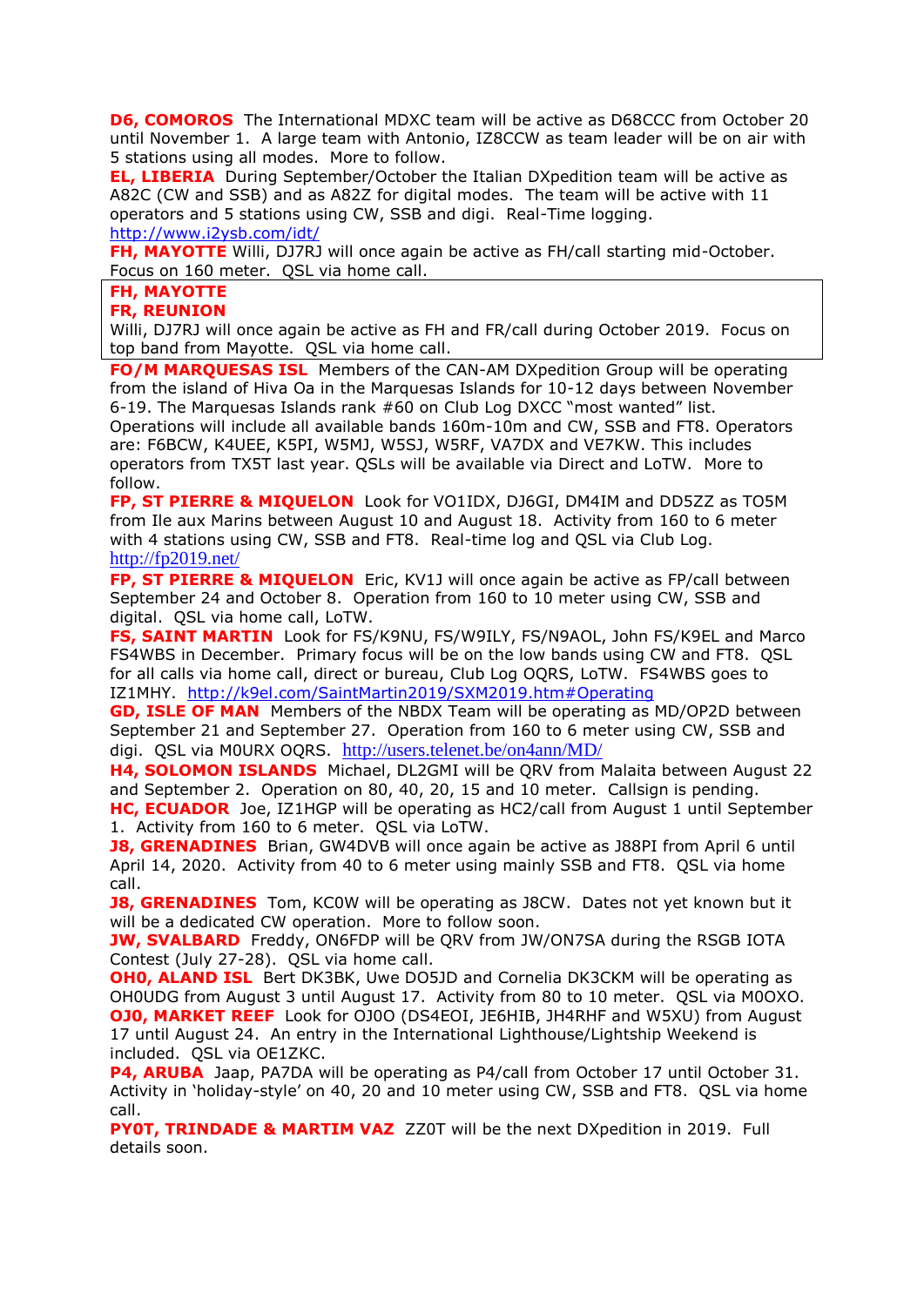**D6, COMOROS** The International MDXC team will be active as D68CCC from October 20 until November 1. A large team with Antonio, IZ8CCW as team leader will be on air with 5 stations using all modes. More to follow.

**EL, LIBERIA** During September/October the Italian DXpedition team will be active as A82C (CW and SSB) and as A82Z for digital modes. The team will be active with 11 operators and 5 stations using CW, SSB and digi. Real-Time logging. http://www.i2ysb.com/idt/

**FH, MAYOTTE** Willi, DJ7RJ will once again be active as FH/call starting mid-October. Focus on 160 meter. QSL via home call.

**FH, MAYOTTE**
**FR, REUNION**
Willi, DJ7RJ will once again be active as FH and FR/call during October 2019. Focus on top band from Mayotte. QSL via home call.

**FO/M MARQUESAS ISL** Members of the CAN-AM DXpedition Group will be operating from the island of Hiva Oa in the Marquesas Islands for 10-12 days between November 6-19. The Marquesas Islands rank #60 on Club Log DXCC "most wanted" list. Operations will include all available bands 160m-10m and CW, SSB and FT8. Operators are: F6BCW, K4UEE, K5PI, W5MJ, W5SJ, W5RF, VA7DX and VE7KW. This includes operators from TX5T last year. QSLs will be available via Direct and LoTW. More to follow.

**FP, ST PIERRE & MIQUELON** Look for VO1IDX, DJ6GI, DM4IM and DD5ZZ as TO5M from Ile aux Marins between August 10 and August 18. Activity from 160 to 6 meter with 4 stations using CW, SSB and FT8. Real-time log and QSL via Club Log. http://fp2019.net/

**FP, ST PIERRE & MIQUELON** Eric, KV1J will once again be active as FP/call between September 24 and October 8. Operation from 160 to 10 meter using CW, SSB and digital. QSL via home call, LoTW.

**FS, SAINT MARTIN** Look for FS/K9NU, FS/W9ILY, FS/N9AOL, John FS/K9EL and Marco FS4WBS in December. Primary focus will be on the low bands using CW and FT8. QSL for all calls via home call, direct or bureau, Club Log OQRS, LoTW. FS4WBS goes to IZ1MHY. http://k9el.com/SaintMartin2019/SXM2019.htm#Operating

**GD, ISLE OF MAN** Members of the NBDX Team will be operating as MD/OP2D between September 21 and September 27. Operation from 160 to 6 meter using CW, SSB and digi. QSL via M0URX OQRS. http://users.telenet.be/on4ann/MD/

**H4, SOLOMON ISLANDS** Michael, DL2GMI will be QRV from Malaita between August 22 and September 2. Operation on 80, 40, 20, 15 and 10 meter. Callsign is pending.

**HC, ECUADOR** Joe, IZ1HGP will be operating as HC2/call from August 1 until September 1. Activity from 160 to 6 meter. QSL via LoTW.

**J8, GRENADINES** Brian, GW4DVB will once again be active as J88PI from April 6 until April 14, 2020. Activity from 40 to 6 meter using mainly SSB and FT8. QSL via home call.

**J8, GRENADINES** Tom, KC0W will be operating as J8CW. Dates not yet known but it will be a dedicated CW operation. More to follow soon.

**JW, SVALBARD** Freddy, ON6FDP will be QRV from JW/ON7SA during the RSGB IOTA Contest (July 27-28). QSL via home call.

**OH0, ALAND ISL** Bert DK3BK, Uwe DO5JD and Cornelia DK3CKM will be operating as OH0UDG from August 3 until August 17. Activity from 80 to 10 meter. QSL via M0OXO.

**OJ0, MARKET REEF** Look for OJ0O (DS4EOI, JE6HIB, JH4RHF and W5XU) from August 17 until August 24. An entry in the International Lighthouse/Lightship Weekend is included. QSL via OE1ZKC.

**P4, ARUBA** Jaap, PA7DA will be operating as P4/call from October 17 until October 31. Activity in 'holiday-style' on 40, 20 and 10 meter using CW, SSB and FT8. QSL via home call.

**PY0T, TRINDADE & MARTIM VAZ** ZZ0T will be the next DXpedition in 2019. Full details soon.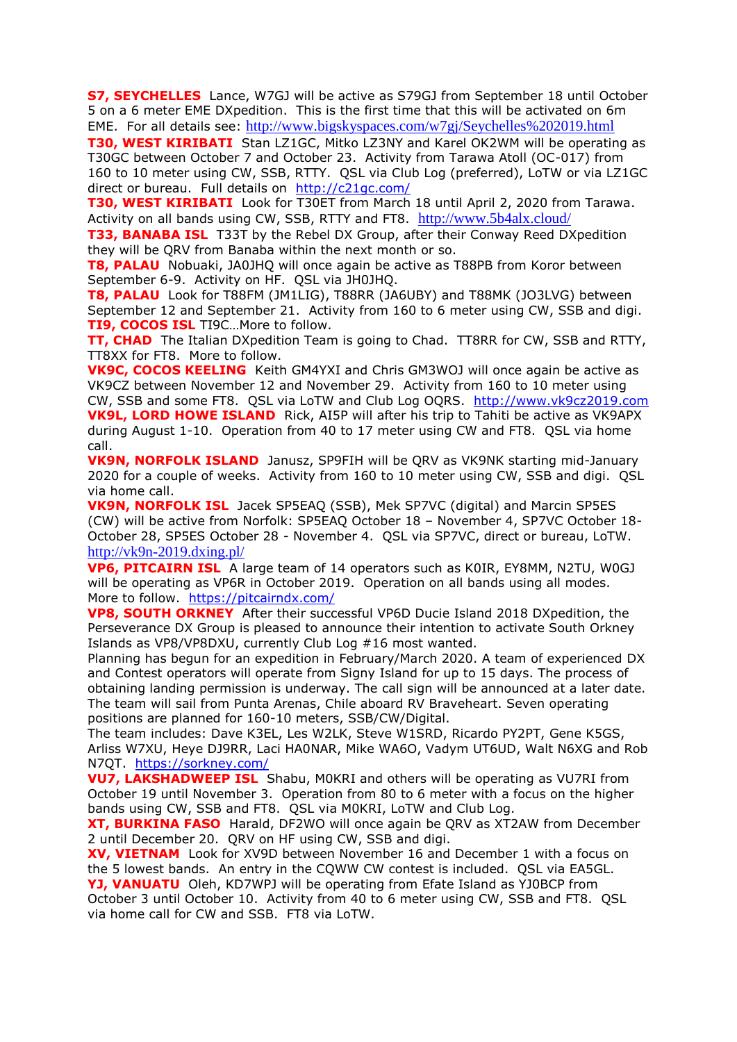**S7, SEYCHELLES** Lance, W7GJ will be active as S79GJ from September 18 until October 5 on a 6 meter EME DXpedition. This is the first time that this will be activated on 6m EME. For all details see: http://www.bigskyspaces.com/w7gj/Seychelles%202019.html

**T30, WEST KIRIBATI** Stan LZ1GC, Mitko LZ3NY and Karel OK2WM will be operating as T30GC between October 7 and October 23. Activity from Tarawa Atoll (OC-017) from 160 to 10 meter using CW, SSB, RTTY. QSL via Club Log (preferred), LoTW or via LZ1GC direct or bureau. Full details on http://c21gc.com/

**T30, WEST KIRIBATI** Look for T30ET from March 18 until April 2, 2020 from Tarawa. Activity on all bands using CW, SSB, RTTY and FT8. http://www.5b4alx.cloud/

**T33, BANABA ISL** T33T by the Rebel DX Group, after their Conway Reed DXpedition they will be QRV from Banaba within the next month or so.

**T8, PALAU** Nobuaki, JA0JHQ will once again be active as T88PB from Koror between September 6-9. Activity on HF. QSL via JH0JHQ.

**T8, PALAU** Look for T88FM (JM1LIG), T88RR (JA6UBY) and T88MK (JO3LVG) between September 12 and September 21. Activity from 160 to 6 meter using CW, SSB and digi.

**TI9, COCOS ISL** TI9C…More to follow.

**TT, CHAD** The Italian DXpedition Team is going to Chad. TT8RR for CW, SSB and RTTY, TT8XX for FT8. More to follow.

**VK9C, COCOS KEELING** Keith GM4YXI and Chris GM3WOJ will once again be active as VK9CZ between November 12 and November 29. Activity from 160 to 10 meter using CW, SSB and some FT8. QSL via LoTW and Club Log OQRS. http://www.vk9cz2019.com

**VK9L, LORD HOWE ISLAND** Rick, AI5P will after his trip to Tahiti be active as VK9APX during August 1-10. Operation from 40 to 17 meter using CW and FT8. QSL via home call.

**VK9N, NORFOLK ISLAND** Janusz, SP9FIH will be QRV as VK9NK starting mid-January 2020 for a couple of weeks. Activity from 160 to 10 meter using CW, SSB and digi. QSL via home call.

**VK9N, NORFOLK ISL** Jacek SP5EAQ (SSB), Mek SP7VC (digital) and Marcin SP5ES (CW) will be active from Norfolk: SP5EAQ October 18 – November 4, SP7VC October 18-October 28, SP5ES October 28 - November 4. QSL via SP7VC, direct or bureau, LoTW. http://vk9n-2019.dxing.pl/

**VP6, PITCAIRN ISL** A large team of 14 operators such as K0IR, EY8MM, N2TU, W0GJ will be operating as VP6R in October 2019. Operation on all bands using all modes. More to follow. https://pitcairndx.com/

**VP8, SOUTH ORKNEY** After their successful VP6D Ducie Island 2018 DXpedition, the Perseverance DX Group is pleased to announce their intention to activate South Orkney Islands as VP8/VP8DXU, currently Club Log #16 most wanted.
Planning has begun for an expedition in February/March 2020. A team of experienced DX and Contest operators will operate from Signy Island for up to 15 days. The process of obtaining landing permission is underway. The call sign will be announced at a later date. The team will sail from Punta Arenas, Chile aboard RV Braveheart. Seven operating positions are planned for 160-10 meters, SSB/CW/Digital.
The team includes: Dave K3EL, Les W2LK, Steve W1SRD, Ricardo PY2PT, Gene K5GS, Arliss W7XU, Heye DJ9RR, Laci HA0NAR, Mike WA6O, Vadym UT6UD, Walt N6XG and Rob N7QT. https://sorkney.com/

**VU7, LAKSHADWEEP ISL** Shabu, M0KRI and others will be operating as VU7RI from October 19 until November 3. Operation from 80 to 6 meter with a focus on the higher bands using CW, SSB and FT8. QSL via M0KRI, LoTW and Club Log.

**XT, BURKINA FASO** Harald, DF2WO will once again be QRV as XT2AW from December 2 until December 20. QRV on HF using CW, SSB and digi.

**XV, VIETNAM** Look for XV9D between November 16 and December 1 with a focus on the 5 lowest bands. An entry in the CQWW CW contest is included. QSL via EA5GL.

**YJ, VANUATU** Oleh, KD7WPJ will be operating from Efate Island as YJ0BCP from October 3 until October 10. Activity from 40 to 6 meter using CW, SSB and FT8. QSL via home call for CW and SSB. FT8 via LoTW.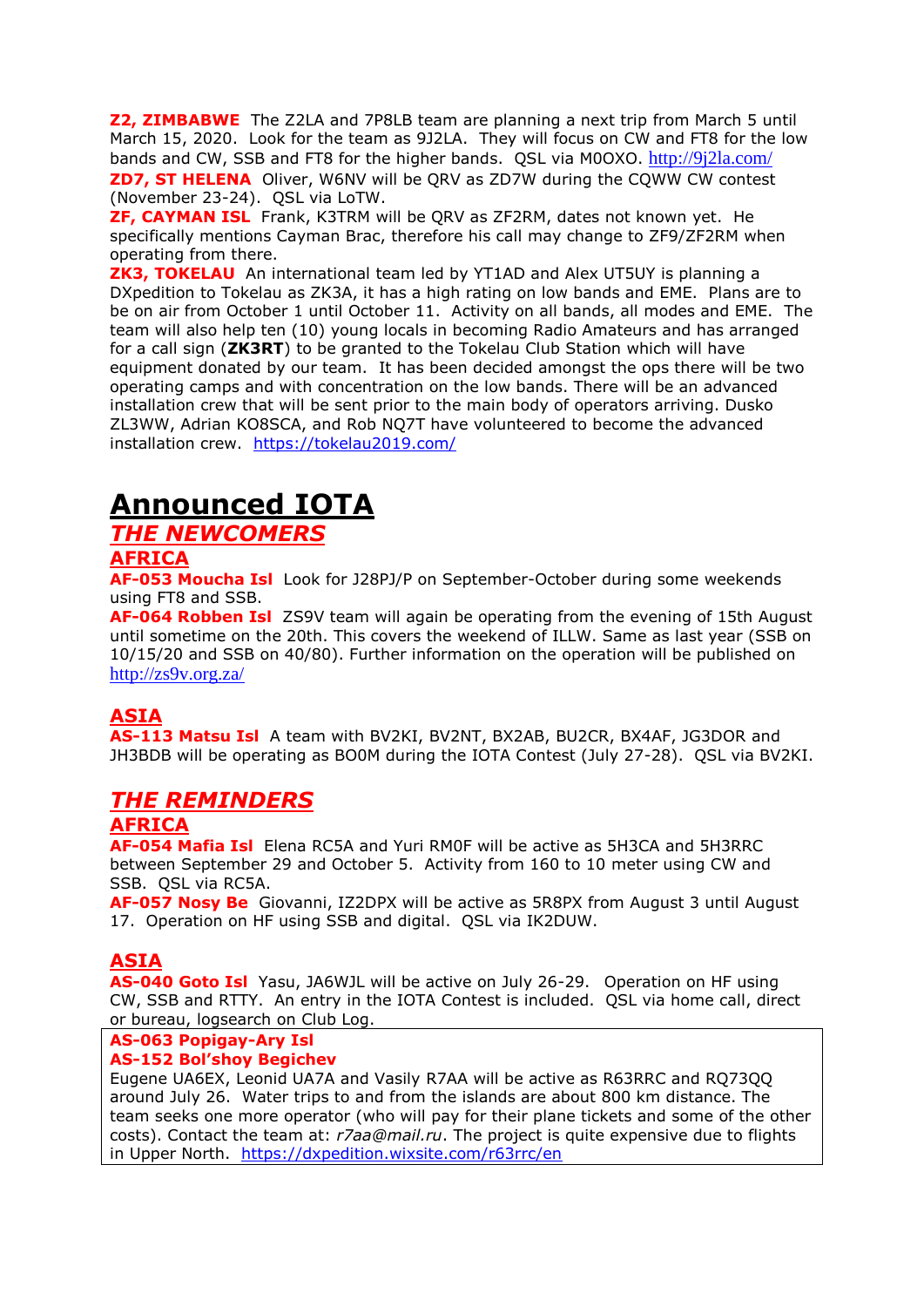**Z2, ZIMBABWE** The Z2LA and 7P8LB team are planning a next trip from March 5 until March 15, 2020. Look for the team as 9J2LA. They will focus on CW and FT8 for the low bands and CW, SSB and FT8 for the higher bands. QSL via M0OXO. http://9j2la.com/

**ZD7, ST HELENA** Oliver, W6NV will be QRV as ZD7W during the CQWW CW contest (November 23-24). QSL via LoTW.

**ZF, CAYMAN ISL** Frank, K3TRM will be QRV as ZF2RM, dates not known yet. He specifically mentions Cayman Brac, therefore his call may change to ZF9/ZF2RM when operating from there.

**ZK3, TOKELAU** An international team led by YT1AD and Alex UT5UY is planning a DXpedition to Tokelau as ZK3A, it has a high rating on low bands and EME. Plans are to be on air from October 1 until October 11. Activity on all bands, all modes and EME. The team will also help ten (10) young locals in becoming Radio Amateurs and has arranged for a call sign (**ZK3RT**) to be granted to the Tokelau Club Station which will have equipment donated by our team. It has been decided amongst the ops there will be two operating camps and with concentration on the low bands. There will be an advanced installation crew that will be sent prior to the main body of operators arriving. Dusko ZL3WW, Adrian KO8SCA, and Rob NQ7T have volunteered to become the advanced installation crew. https://tokelau2019.com/

# Announced IOTA

## THE NEWCOMERS

### AFRICA

**AF-053 Moucha Isl** Look for J28PJ/P on September-October during some weekends using FT8 and SSB.

**AF-064 Robben Isl** ZS9V team will again be operating from the evening of 15th August until sometime on the 20th. This covers the weekend of ILLW. Same as last year (SSB on 10/15/20 and SSB on 40/80). Further information on the operation will be published on http://zs9v.org.za/

### ASIA

**AS-113 Matsu Isl** A team with BV2KI, BV2NT, BX2AB, BU2CR, BX4AF, JG3DOR and JH3BDB will be operating as BO0M during the IOTA Contest (July 27-28). QSL via BV2KI.

## THE REMINDERS

### AFRICA

**AF-054 Mafia Isl** Elena RC5A and Yuri RM0F will be active as 5H3CA and 5H3RRC between September 29 and October 5. Activity from 160 to 10 meter using CW and SSB. QSL via RC5A.

**AF-057 Nosy Be** Giovanni, IZ2DPX will be active as 5R8PX from August 3 until August 17. Operation on HF using SSB and digital. QSL via IK2DUW.

### ASIA

**AS-040 Goto Isl** Yasu, JA6WJL will be active on July 26-29. Operation on HF using CW, SSB and RTTY. An entry in the IOTA Contest is included. QSL via home call, direct or bureau, logsearch on Club Log.

**AS-063 Popigay-Ary Isl**
**AS-152 Bol'shoy Begichev**
Eugene UA6EX, Leonid UA7A and Vasily R7AA will be active as R63RRC and RQ73QQ around July 26. Water trips to and from the islands are about 800 km distance. The team seeks one more operator (who will pay for their plane tickets and some of the other costs). Contact the team at: *r7aa@mail.ru*. The project is quite expensive due to flights in Upper North. https://dxpedition.wixsite.com/r63rrc/en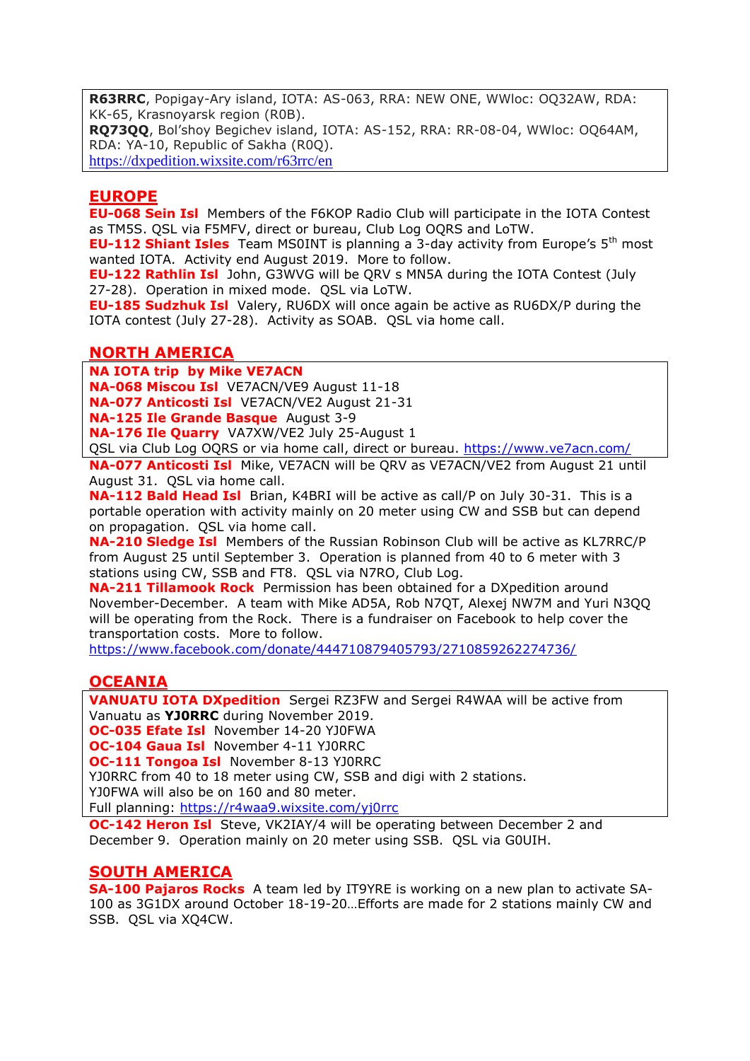**R63RRC**, Popigay-Ary island, IOTA: AS-063, RRA: NEW ONE, WWloc: OQ32AW, RDA: KK-65, Krasnoyarsk region (R0B).
**RQ73QQ**, Bol'shoy Begichev island, IOTA: AS-152, RRA: RR-08-04, WWloc: OQ64AM, RDA: YA-10, Republic of Sakha (R0Q).
https://dxpedition.wixsite.com/r63rrc/en

## EUROPE

**EU-068 Sein Isl** Members of the F6KOP Radio Club will participate in the IOTA Contest as TM5S. QSL via F5MFV, direct or bureau, Club Log OQRS and LoTW.
**EU-112 Shiant Isles** Team MS0INT is planning a 3-day activity from Europe's 5th most wanted IOTA. Activity end August 2019. More to follow.
**EU-122 Rathlin Isl** John, G3WVG will be QRV s MN5A during the IOTA Contest (July 27-28). Operation in mixed mode. QSL via LoTW.
**EU-185 Sudzhuk Isl** Valery, RU6DX will once again be active as RU6DX/P during the IOTA contest (July 27-28). Activity as SOAB. QSL via home call.

## NORTH AMERICA

**NA IOTA trip by Mike VE7ACN**
**NA-068 Miscou Isl** VE7ACN/VE9 August 11-18
**NA-077 Anticosti Isl** VE7ACN/VE2 August 21-31
**NA-125 Ile Grande Basque** August 3-9
**NA-176 Ile Quarry** VA7XW/VE2 July 25-August 1
QSL via Club Log OQRS or via home call, direct or bureau. https://www.ve7acn.com/

**NA-077 Anticosti Isl** Mike, VE7ACN will be QRV as VE7ACN/VE2 from August 21 until August 31. QSL via home call.
**NA-112 Bald Head Isl** Brian, K4BRI will be active as call/P on July 30-31. This is a portable operation with activity mainly on 20 meter using CW and SSB but can depend on propagation. QSL via home call.
**NA-210 Sledge Isl** Members of the Russian Robinson Club will be active as KL7RRC/P from August 25 until September 3. Operation is planned from 40 to 6 meter with 3 stations using CW, SSB and FT8. QSL via N7RO, Club Log.
**NA-211 Tillamook Rock** Permission has been obtained for a DXpedition around November-December. A team with Mike AD5A, Rob N7QT, Alexej NW7M and Yuri N3QQ will be operating from the Rock. There is a fundraiser on Facebook to help cover the transportation costs. More to follow.
https://www.facebook.com/donate/444710879405793/2710859262274736/

## OCEANIA

**VANUATU IOTA DXpedition** Sergei RZ3FW and Sergei R4WAA will be active from Vanuatu as **YJ0RRC** during November 2019.
**OC-035 Efate Isl** November 14-20 YJ0FWA
**OC-104 Gaua Isl** November 4-11 YJ0RRC
**OC-111 Tongoa Isl** November 8-13 YJ0RRC
YJ0RRC from 40 to 18 meter using CW, SSB and digi with 2 stations.
YJ0FWA will also be on 160 and 80 meter.
Full planning: https://r4waa9.wixsite.com/yj0rrc

**OC-142 Heron Isl** Steve, VK2IAY/4 will be operating between December 2 and December 9. Operation mainly on 20 meter using SSB. QSL via G0UIH.

## SOUTH AMERICA

**SA-100 Pajaros Rocks** A team led by IT9YRE is working on a new plan to activate SA-100 as 3G1DX around October 18-19-20…Efforts are made for 2 stations mainly CW and SSB. QSL via XQ4CW.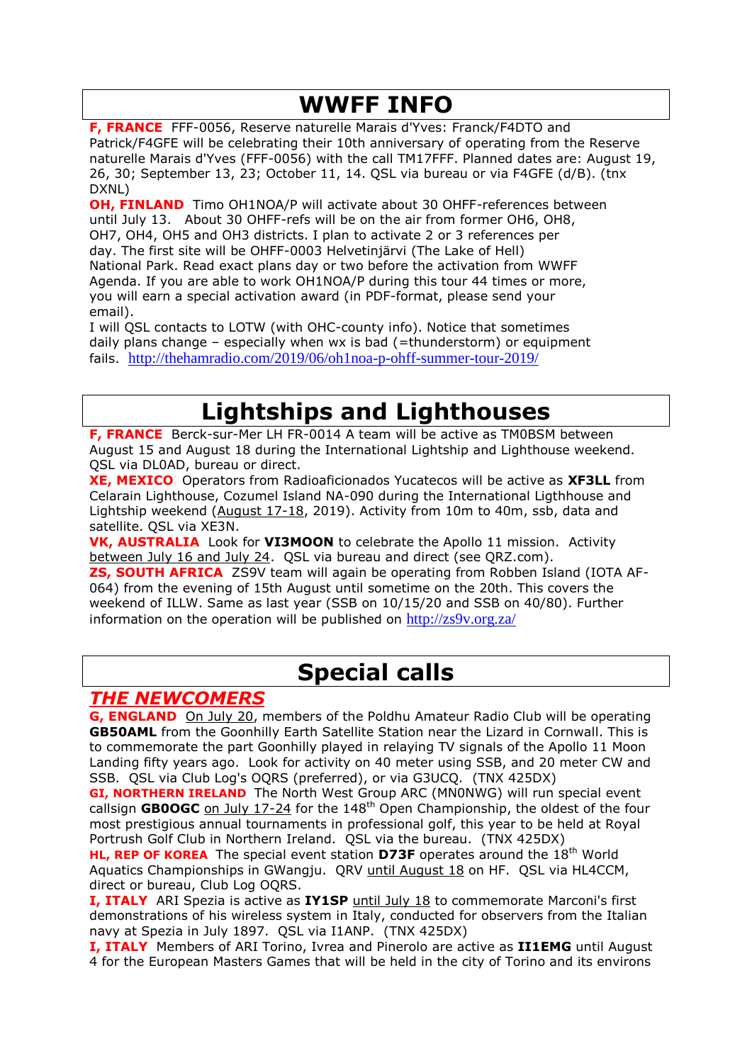# WWFF INFO

**F, FRANCE** FFF-0056, Reserve naturelle Marais d'Yves: Franck/F4DTO and Patrick/F4GFE will be celebrating their 10th anniversary of operating from the Reserve naturelle Marais d'Yves (FFF-0056) with the call TM17FFF. Planned dates are: August 19, 26, 30; September 13, 23; October 11, 14. QSL via bureau or via F4GFE (d/B). (tnx DXNL)

**OH, FINLAND** Timo OH1NOA/P will activate about 30 OHFF-references between until July 13. About 30 OHFF-refs will be on the air from former OH6, OH8, OH7, OH4, OH5 and OH3 districts. I plan to activate 2 or 3 references per day. The first site will be OHFF-0003 Helvetinjärvi (The Lake of Hell) National Park. Read exact plans day or two before the activation from WWFF Agenda. If you are able to work OH1NOA/P during this tour 44 times or more, you will earn a special activation award (in PDF-format, please send your email).

I will QSL contacts to LOTW (with OHC-county info). Notice that sometimes daily plans change – especially when wx is bad (=thunderstorm) or equipment fails. http://thehamradio.com/2019/06/oh1noa-p-ohff-summer-tour-2019/

# Lightships and Lighthouses

**F, FRANCE** Berck-sur-Mer LH FR-0014 A team will be active as TM0BSM between August 15 and August 18 during the International Lightship and Lighthouse weekend. QSL via DL0AD, bureau or direct.

**XE, MEXICO** Operators from Radioaficionados Yucatecos will be active as **XF3LL** from Celarain Lighthouse, Cozumel Island NA-090 during the International Ligthhouse and Lightship weekend (August 17-18, 2019). Activity from 10m to 40m, ssb, data and satellite. QSL via XE3N.

**VK, AUSTRALIA** Look for **VI3MOON** to celebrate the Apollo 11 mission. Activity between July 16 and July 24. QSL via bureau and direct (see QRZ.com).

**ZS, SOUTH AFRICA** ZS9V team will again be operating from Robben Island (IOTA AF-064) from the evening of 15th August until sometime on the 20th. This covers the weekend of ILLW. Same as last year (SSB on 10/15/20 and SSB on 40/80). Further information on the operation will be published on http://zs9v.org.za/

# Special calls

## *THE NEWCOMERS*

**G, ENGLAND** On July 20, members of the Poldhu Amateur Radio Club will be operating **GB50AML** from the Goonhilly Earth Satellite Station near the Lizard in Cornwall. This is to commemorate the part Goonhilly played in relaying TV signals of the Apollo 11 Moon Landing fifty years ago. Look for activity on 40 meter using SSB, and 20 meter CW and SSB. QSL via Club Log's OQRS (preferred), or via G3UCQ. (TNX 425DX)

**GI, NORTHERN IRELAND** The North West Group ARC (MN0NWG) will run special event callsign **GB0OGC** on July 17-24 for the 148th Open Championship, the oldest of the four most prestigious annual tournaments in professional golf, this year to be held at Royal Portrush Golf Club in Northern Ireland. QSL via the bureau. (TNX 425DX)

**HL, REP OF KOREA** The special event station **D73F** operates around the 18th World Aquatics Championships in GWangju. QRV until August 18 on HF. QSL via HL4CCM, direct or bureau, Club Log OQRS.

**I, ITALY** ARI Spezia is active as **IY1SP** until July 18 to commemorate Marconi's first demonstrations of his wireless system in Italy, conducted for observers from the Italian navy at Spezia in July 1897. QSL via I1ANP. (TNX 425DX)

**I, ITALY** Members of ARI Torino, Ivrea and Pinerolo are active as **II1EMG** until August 4 for the European Masters Games that will be held in the city of Torino and its environs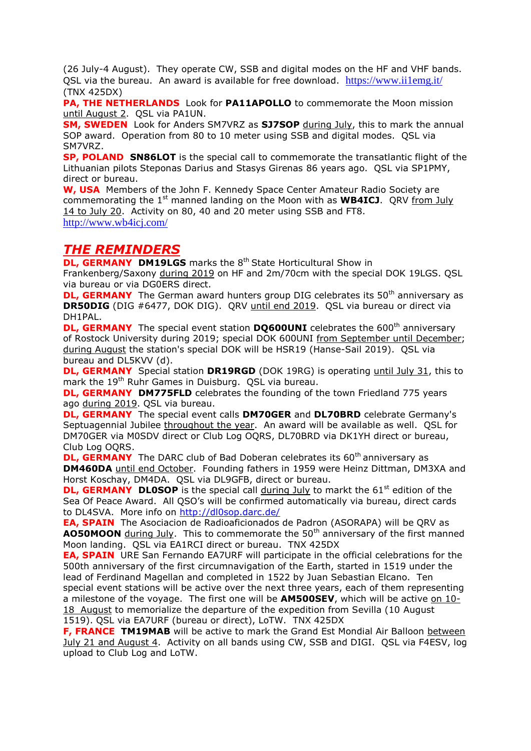(26 July-4 August). They operate CW, SSB and digital modes on the HF and VHF bands. QSL via the bureau. An award is available for free download. https://www.ii1emg.it/ (TNX 425DX)

**PA, THE NETHERLANDS** Look for **PA11APOLLO** to commemorate the Moon mission until August 2. QSL via PA1UN.

**SM, SWEDEN** Look for Anders SM7VRZ as **SJ7SOP** during July, this to mark the annual SOP award. Operation from 80 to 10 meter using SSB and digital modes. QSL via SM7VRZ.

**SP, POLAND** **SN86LOT** is the special call to commemorate the transatlantic flight of the Lithuanian pilots Steponas Darius and Stasys Girenas 86 years ago. QSL via SP1PMY, direct or bureau.

**W, USA** Members of the John F. Kennedy Space Center Amateur Radio Society are commemorating the 1st manned landing on the Moon with as **WB4ICJ**. QRV from July 14 to July 20. Activity on 80, 40 and 20 meter using SSB and FT8. http://www.wb4icj.com/

## *THE REMINDERS*

**DL, GERMANY** **DM19LGS** marks the 8th State Horticultural Show in Frankenberg/Saxony during 2019 on HF and 2m/70cm with the special DOK 19LGS. QSL via bureau or via DG0ERS direct.

**DL, GERMANY** The German award hunters group DIG celebrates its 50th anniversary as **DR50DIG** (DIG #6477, DOK DIG). QRV until end 2019. QSL via bureau or direct via DH1PAL.

**DL, GERMANY** The special event station **DQ600UNI** celebrates the 600th anniversary of Rostock University during 2019; special DOK 600UNI from September until December; during August the station's special DOK will be HSR19 (Hanse-Sail 2019). QSL via bureau and DL5KVV (d).

**DL, GERMANY** Special station **DR19RGD** (DOK 19RG) is operating until July 31, this to mark the 19th Ruhr Games in Duisburg. QSL via bureau.

**DL, GERMANY** **DM775FLD** celebrates the founding of the town Friedland 775 years ago during 2019. QSL via bureau.

**DL, GERMANY** The special event calls **DM70GER** and **DL70BRD** celebrate Germany's Septuagennial Jubilee throughout the year. An award will be available as well. QSL for DM70GER via M0SDV direct or Club Log OQRS, DL70BRD via DK1YH direct or bureau, Club Log OQRS.

**DL, GERMANY** The DARC club of Bad Doberan celebrates its 60th anniversary as **DM460DA** until end October. Founding fathers in 1959 were Heinz Dittman, DM3XA and Horst Koschay, DM4DA. QSL via DL9GFB, direct or bureau.

**DL, GERMANY** **DL0SOP** is the special call during July to markt the 61st edition of the Sea Of Peace Award. All QSO's will be confirmed automatically via bureau, direct cards to DL4SVA. More info on http://dl0sop.darc.de/

**EA, SPAIN** The Asociacion de Radioaficionados de Padron (ASORAPA) will be QRV as **AO50MOON** during July. This to commemorate the 50th anniversary of the first manned Moon landing. QSL via EA1RCI direct or bureau. TNX 425DX

**EA, SPAIN** URE San Fernando EA7URF will participate in the official celebrations for the 500th anniversary of the first circumnavigation of the Earth, started in 1519 under the lead of Ferdinand Magellan and completed in 1522 by Juan Sebastian Elcano. Ten special event stations will be active over the next three years, each of them representing a milestone of the voyage. The first one will be **AM500SEV**, which will be active on 10-18 August to memorialize the departure of the expedition from Sevilla (10 August 1519). QSL via EA7URF (bureau or direct), LoTW. TNX 425DX

**F, FRANCE** **TM19MAB** will be active to mark the Grand Est Mondial Air Balloon between July 21 and August 4. Activity on all bands using CW, SSB and DIGI. QSL via F4ESV, log upload to Club Log and LoTW.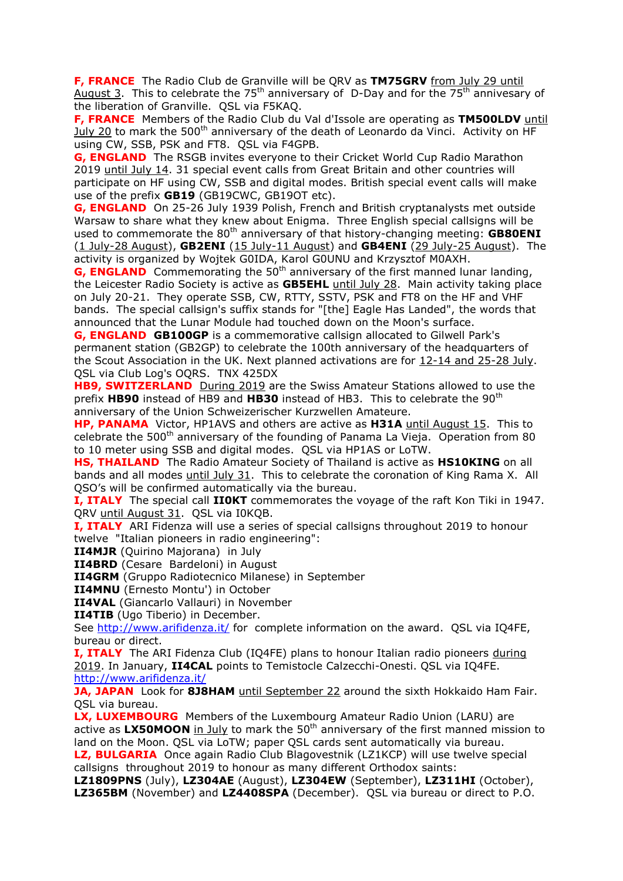**F, FRANCE** The Radio Club de Granville will be QRV as **TM75GRV** from July 29 until August 3. This to celebrate the 75th anniversary of D-Day and for the 75th annivesary of the liberation of Granville. QSL via F5KAQ.

**F, FRANCE** Members of the Radio Club du Val d'Issole are operating as **TM500LDV** until July 20 to mark the 500th anniversary of the death of Leonardo da Vinci. Activity on HF using CW, SSB, PSK and FT8. QSL via F4GPB.

**G, ENGLAND** The RSGB invites everyone to their Cricket World Cup Radio Marathon 2019 until July 14. 31 special event calls from Great Britain and other countries will participate on HF using CW, SSB and digital modes. British special event calls will make use of the prefix **GB19** (GB19CWC, GB19OT etc).

**G, ENGLAND** On 25-26 July 1939 Polish, French and British cryptanalysts met outside Warsaw to share what they knew about Enigma. Three English special callsigns will be used to commemorate the 80th anniversary of that history-changing meeting: **GB80ENI** (1 July-28 August), **GB2ENI** (15 July-11 August) and **GB4ENI** (29 July-25 August). The activity is organized by Wojtek G0IDA, Karol G0UNU and Krzysztof M0AXH.

**G, ENGLAND** Commemorating the 50th anniversary of the first manned lunar landing, the Leicester Radio Society is active as **GB5EHL** until July 28. Main activity taking place on July 20-21. They operate SSB, CW, RTTY, SSTV, PSK and FT8 on the HF and VHF bands. The special callsign's suffix stands for "[the] Eagle Has Landed", the words that announced that the Lunar Module had touched down on the Moon's surface.

**G, ENGLAND** **GB100GP** is a commemorative callsign allocated to Gilwell Park's permanent station (GB2GP) to celebrate the 100th anniversary of the headquarters of the Scout Association in the UK. Next planned activations are for 12-14 and 25-28 July. QSL via Club Log's OQRS. TNX 425DX

**HB9, SWITZERLAND** During 2019 are the Swiss Amateur Stations allowed to use the prefix **HB90** instead of HB9 and **HB30** instead of HB3. This to celebrate the 90th anniversary of the Union Schweizerischer Kurzwellen Amateure.

**HP, PANAMA** Victor, HP1AVS and others are active as **H31A** until August 15. This to celebrate the 500th anniversary of the founding of Panama La Vieja. Operation from 80 to 10 meter using SSB and digital modes. QSL via HP1AS or LoTW.

**HS, THAILAND** The Radio Amateur Society of Thailand is active as **HS10KING** on all bands and all modes until July 31. This to celebrate the coronation of King Rama X. All QSO's will be confirmed automatically via the bureau.

**I, ITALY** The special call **II0KT** commemorates the voyage of the raft Kon Tiki in 1947. QRV until August 31. QSL via I0KQB.

**I, ITALY** ARI Fidenza will use a series of special callsigns throughout 2019 to honour twelve "Italian pioneers in radio engineering":

**II4MJR** (Quirino Majorana) in July
**II4BRD** (Cesare Bardeloni) in August
**II4GRM** (Gruppo Radiotecnico Milanese) in September
**II4MNU** (Ernesto Montu') in October
**II4VAL** (Giancarlo Vallauri) in November
**II4TIB** (Ugo Tiberio) in December.

See http://www.arifidenza.it/ for complete information on the award. QSL via IQ4FE, bureau or direct.

**I, ITALY** The ARI Fidenza Club (IQ4FE) plans to honour Italian radio pioneers during 2019. In January, **II4CAL** points to Temistocle Calzecchi-Onesti. QSL via IQ4FE. http://www.arifidenza.it/

**JA, JAPAN** Look for **8J8HAM** until September 22 around the sixth Hokkaido Ham Fair. QSL via bureau.

**LX, LUXEMBOURG** Members of the Luxembourg Amateur Radio Union (LARU) are active as **LX50MOON** in July to mark the 50th anniversary of the first manned mission to land on the Moon. QSL via LoTW; paper QSL cards sent automatically via bureau.

**LZ, BULGARIA** Once again Radio Club Blagovestnik (LZ1KCP) will use twelve special callsigns throughout 2019 to honour as many different Orthodox saints:
**LZ1809PNS** (July), **LZ304AE** (August), **LZ304EW** (September), **LZ311HI** (October), **LZ365BM** (November) and **LZ4408SPA** (December). QSL via bureau or direct to P.O.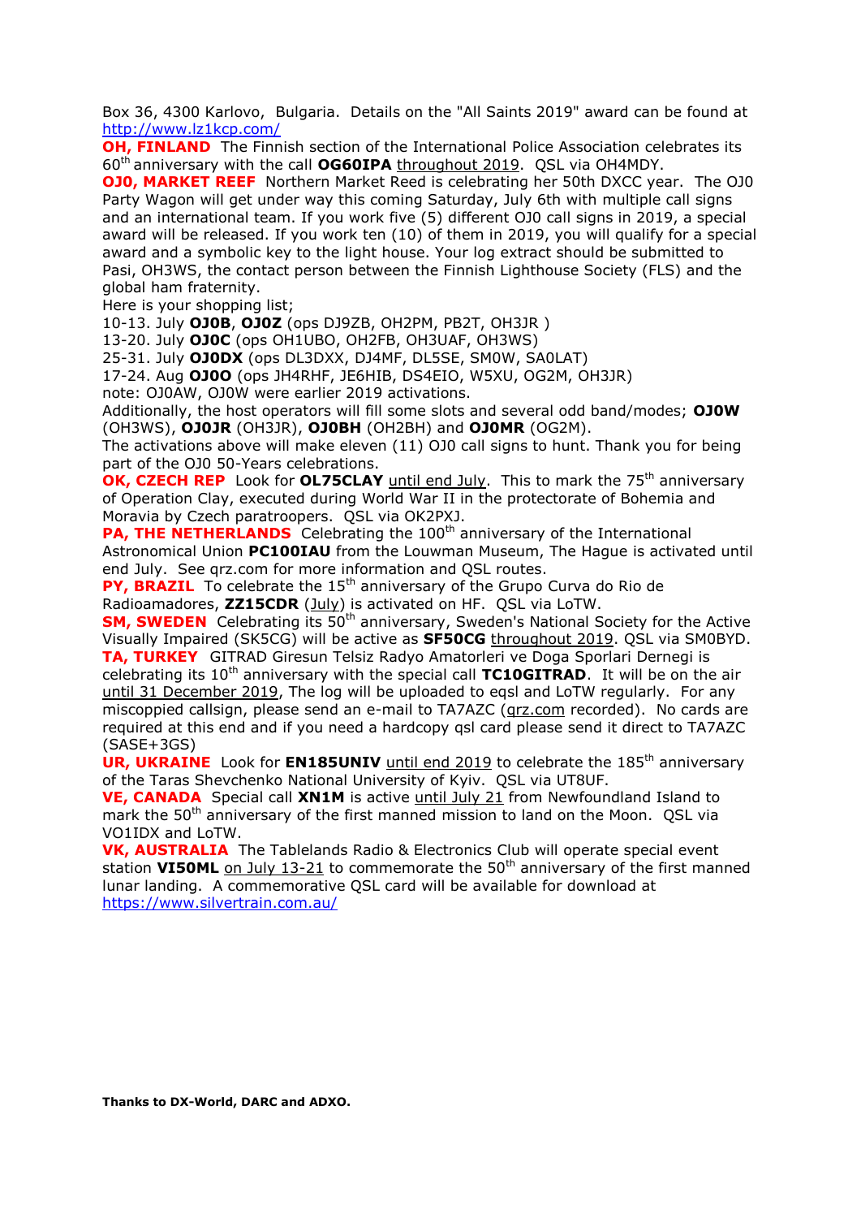Box 36, 4300 Karlovo, Bulgaria. Details on the "All Saints 2019" award can be found at http://www.lz1kcp.com/

**OH, FINLAND** The Finnish section of the International Police Association celebrates its 60th anniversary with the call **OG60IPA** throughout 2019. QSL via OH4MDY.

**OJ0, MARKET REEF** Northern Market Reed is celebrating her 50th DXCC year. The OJ0 Party Wagon will get under way this coming Saturday, July 6th with multiple call signs and an international team. If you work five (5) different OJ0 call signs in 2019, a special award will be released. If you work ten (10) of them in 2019, you will qualify for a special award and a symbolic key to the light house. Your log extract should be submitted to Pasi, OH3WS, the contact person between the Finnish Lighthouse Society (FLS) and the global ham fraternity.

Here is your shopping list;

10-13. July **OJ0B**, **OJ0Z** (ops DJ9ZB, OH2PM, PB2T, OH3JR )

13-20. July **OJ0C** (ops OH1UBO, OH2FB, OH3UAF, OH3WS)

25-31. July **OJ0DX** (ops DL3DXX, DJ4MF, DL5SE, SM0W, SA0LAT)

17-24. Aug **OJ0O** (ops JH4RHF, JE6HIB, DS4EIO, W5XU, OG2M, OH3JR)

note: OJ0AW, OJ0W were earlier 2019 activations.

Additionally, the host operators will fill some slots and several odd band/modes; **OJ0W** (OH3WS), **OJ0JR** (OH3JR), **OJ0BH** (OH2BH) and **OJ0MR** (OG2M).

The activations above will make eleven (11) OJ0 call signs to hunt. Thank you for being part of the OJ0 50-Years celebrations.

**OK, CZECH REP** Look for **OL75CLAY** until end July. This to mark the 75th anniversary of Operation Clay, executed during World War II in the protectorate of Bohemia and Moravia by Czech paratroopers. QSL via OK2PXJ.

**PA, THE NETHERLANDS** Celebrating the 100th anniversary of the International Astronomical Union **PC100IAU** from the Louwman Museum, The Hague is activated until end July. See qrz.com for more information and QSL routes.

**PY, BRAZIL** To celebrate the 15th anniversary of the Grupo Curva do Rio de Radioamadores, **ZZ15CDR** (July) is activated on HF. QSL via LoTW.

**SM, SWEDEN** Celebrating its 50th anniversary, Sweden's National Society for the Active Visually Impaired (SK5CG) will be active as **SF50CG** throughout 2019. QSL via SM0BYD.

**TA, TURKEY** GITRAD Giresun Telsiz Radyo Amatorleri ve Doga Sporlari Dernegi is celebrating its 10th anniversary with the special call **TC10GITRAD**. It will be on the air until 31 December 2019, The log will be uploaded to eqsl and LoTW regularly. For any miscoppied callsign, please send an e-mail to TA7AZC (qrz.com recorded). No cards are required at this end and if you need a hardcopy qsl card please send it direct to TA7AZC (SASE+3GS)

**UR, UKRAINE** Look for **EN185UNIV** until end 2019 to celebrate the 185th anniversary of the Taras Shevchenko National University of Kyiv. QSL via UT8UF.

**VE, CANADA** Special call **XN1M** is active until July 21 from Newfoundland Island to mark the 50th anniversary of the first manned mission to land on the Moon. QSL via VO1IDX and LoTW.

**VK, AUSTRALIA** The Tablelands Radio & Electronics Club will operate special event station **VI50ML** on July 13-21 to commemorate the 50th anniversary of the first manned lunar landing. A commemorative QSL card will be available for download at https://www.silvertrain.com.au/

**Thanks to DX-World, DARC and ADXO.**